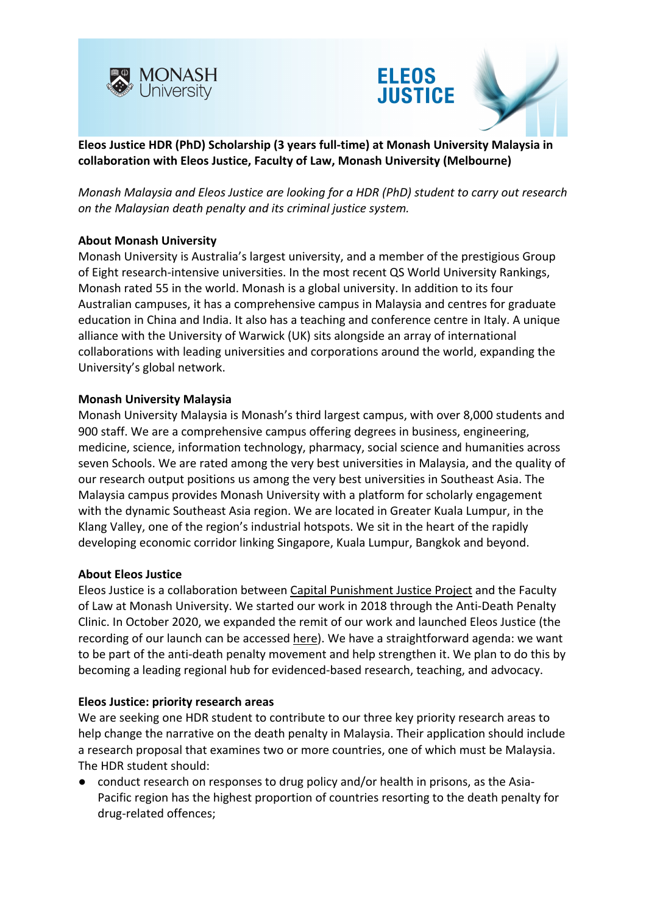**Eleos Justice HDR (PhD) Scholarship (3 years full-time) at Monash University Malaysia in collaboration with Eleos Justice, Faculty of Law, Monash University (Melbourne)**

*Monash Malaysia and Eleos Justice are looking for a HDR (PhD) student to carry out research on the Malaysian death penalty and its criminal justice system.*

**About Monash University**

Monash University is Australia's largest university, and a member of the prestigious Group of Eight research-intensive universities. In the most recent QS World University Rankings, Monash rated 55 in the world. Monash is a global university. In addition to its four Australian campuses, it has a comprehensive campus in Malaysia and centres for graduate education in China and India. It also has a teaching and conference centre in Italy. A unique alliance with the University of Warwick (UK) sits alongside an array of international collaborations with leading universities and corporations around the world, expanding the University's global network.

**Monash University Malaysia**

Monash University Malaysia is Monash's third largest campus, with over 8,000 students and 900 staff. We are a comprehensive campus offering degrees in business, engineering, medicine, science, information technology, pharmacy, social science and humanities across seven Schools. We are rated among the very best universities in Malaysia, and the quality of our research output positions us among the very best universities in Southeast Asia. The Malaysia campus provides Monash University with a platform for scholarly engagement with the dynamic Southeast Asia region. We are located in Greater Kuala Lumpur, in the Klang Valley, one of the region's industrial hotspots. We sit in the heart of the rapidly developing economic corridor linking Singapore, Kuala Lumpur, Bangkok and beyond.

**About Eleos Justice**

Eleos Justice is a collaboration between Capital Punishment Justice Project and the Faculty of Law at Monash University. We started our work in 2018 through the Anti-Death Penalty Clinic. In October 2020, we expanded the remit of our work and launched Eleos Justice (the recording of our launch can be accessed here). We have a straightforward agenda: we want to be part of the anti-death penalty movement and help strengthen it. We plan to do this by becoming a leading regional hub for evidenced-based research, teaching, and advocacy.

**Eleos Justice: priority research areas**

We are seeking one HDR student to contribute to our three key priority research areas to help change the narrative on the death penalty in Malaysia. Their application should include a research proposal that examines two or more countries, one of which must be Malaysia. The HDR student should:

- conduct research on responses to drug policy and/or health in prisons, as the Asia-Pacific region has the highest proportion of countries resorting to the death penalty for drug-related offences;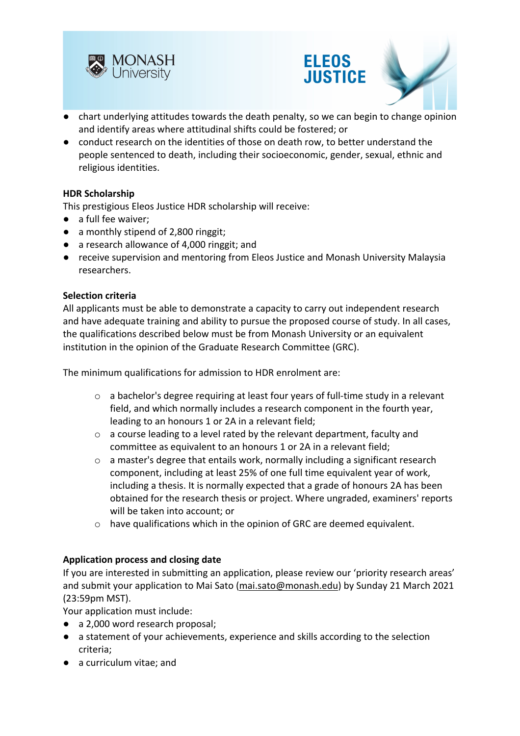- chart underlying attitudes towards the death penalty, so we can begin to change opinion and identify areas where attitudinal shifts could be fostered; or
- conduct research on the identities of those on death row, to better understand the people sentenced to death, including their socioeconomic, gender, sexual, ethnic and religious identities.

**HDR Scholarship**

This prestigious Eleos Justice HDR scholarship will receive:

- a full fee waiver;
- a monthly stipend of 2,800 ringgit;
- a research allowance of 4,000 ringgit; and
- receive supervision and mentoring from Eleos Justice and Monash University Malaysia researchers.

**Selection criteria**

All applicants must be able to demonstrate a capacity to carry out independent research and have adequate training and ability to pursue the proposed course of study. In all cases, the qualifications described below must be from Monash University or an equivalent institution in the opinion of the Graduate Research Committee (GRC).

The minimum qualifications for admission to HDR enrolment are:

- a bachelor's degree requiring at least four years of full-time study in a relevant field, and which normally includes a research component in the fourth year, leading to an honours 1 or 2A in a relevant field;
- a course leading to a level rated by the relevant department, faculty and committee as equivalent to an honours 1 or 2A in a relevant field;
- a master's degree that entails work, normally including a significant research component, including at least 25% of one full time equivalent year of work, including a thesis. It is normally expected that a grade of honours 2A has been obtained for the research thesis or project. Where ungraded, examiners' reports will be taken into account; or
- have qualifications which in the opinion of GRC are deemed equivalent.

**Application process and closing date**

If you are interested in submitting an application, please review our 'priority research areas' and submit your application to Mai Sato (mai.sato@monash.edu) by Sunday 21 March 2021 (23:59pm MST).

Your application must include:

- a 2,000 word research proposal;
- a statement of your achievements, experience and skills according to the selection criteria;
- a curriculum vitae; and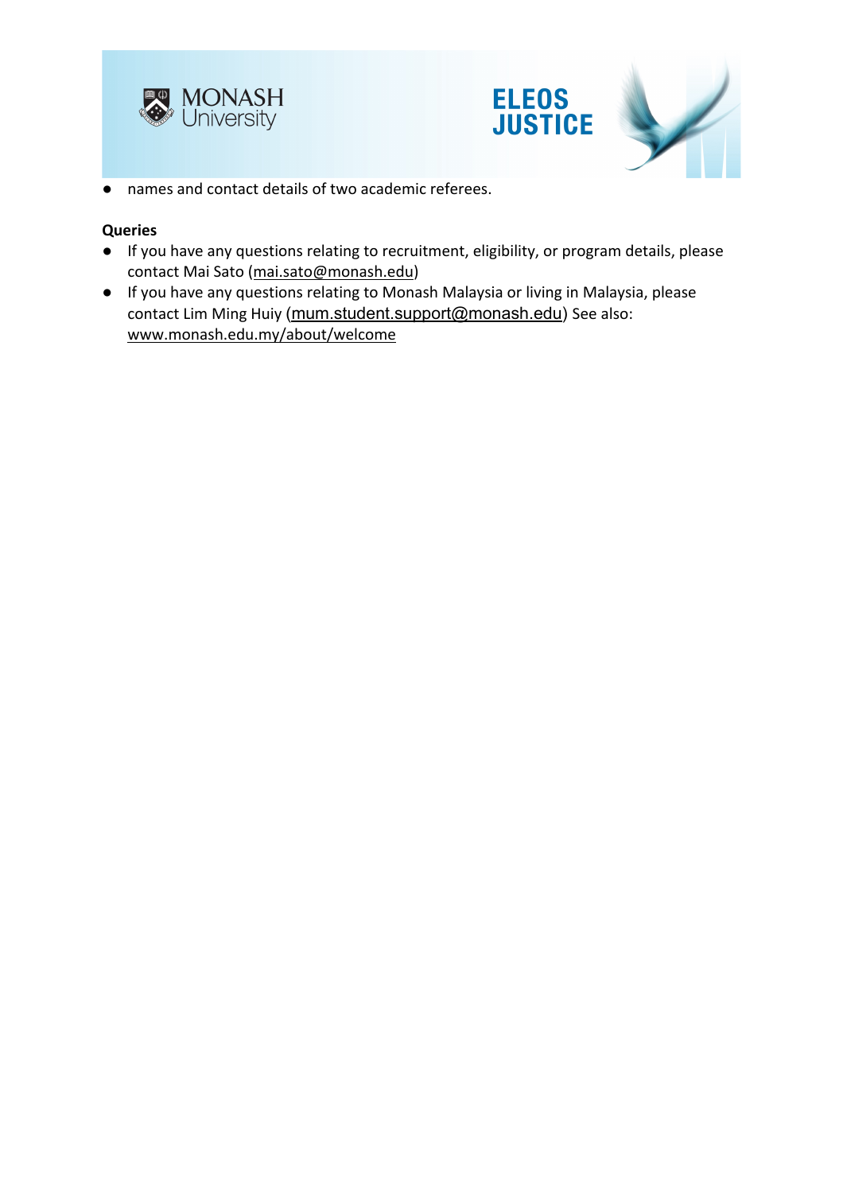- names and contact details of two academic referees.

**Queries**

- If you have any questions relating to recruitment, eligibility, or program details, please contact Mai Sato (mai.sato@monash.edu)
- If you have any questions relating to Monash Malaysia or living in Malaysia, please contact Lim Ming Huiy (mum.student.support@monash.edu) See also: www.monash.edu.my/about/welcome